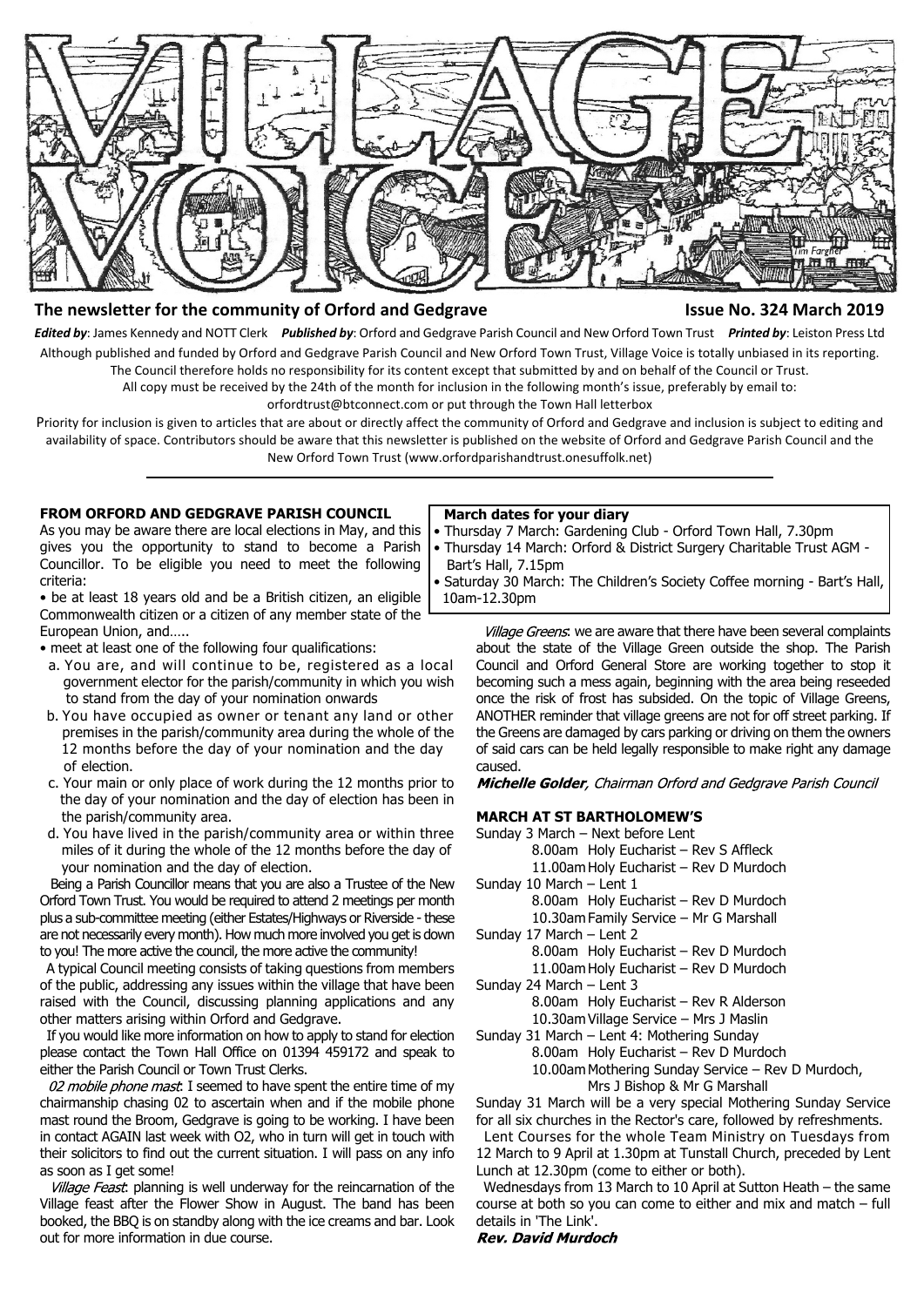# VILLAGE VOICE

**The newsletter for the community of Orford and Gedgrave** **Issue No. 324 March 2019**

***Edited by***: James Kennedy and NOTT Clerk ***Published by***: Orford and Gedgrave Parish Council and New Orford Town Trust ***Printed by***: Leiston Press Ltd

Although published and funded by Orford and Gedgrave Parish Council and New Orford Town Trust, Village Voice is totally unbiased in its reporting. The Council therefore holds no responsibility for its content except that submitted by and on behalf of the Council or Trust.

All copy must be received by the 24th of the month for inclusion in the following month's issue, preferably by email to: orfordtrust@btconnect.com or put through the Town Hall letterbox

Priority for inclusion is given to articles that are about or directly affect the community of Orford and Gedgrave and inclusion is subject to editing and availability of space. Contributors should be aware that this newsletter is published on the website of Orford and Gedgrave Parish Council and the New Orford Town Trust (www.orfordparishandtrust.onesuffolk.net)

## FROM ORFORD AND GEDGRAVE PARISH COUNCIL

As you may be aware there are local elections in May, and this gives you the opportunity to stand to become a Parish Councillor. To be eligible you need to meet the following criteria:

- be at least 18 years old and be a British citizen, an eligible Commonwealth citizen or a citizen of any member state of the European Union, and…..
- meet at least one of the following four qualifications:
  - a. You are, and will continue to be, registered as a local government elector for the parish/community in which you wish to stand from the day of your nomination onwards
  - b. You have occupied as owner or tenant any land or other premises in the parish/community area during the whole of the 12 months before the day of your nomination and the day of election.
  - c. Your main or only place of work during the 12 months prior to the day of your nomination and the day of election has been in the parish/community area.
  - d. You have lived in the parish/community area or within three miles of it during the whole of the 12 months before the day of your nomination and the day of election.

Being a Parish Councillor means that you are also a Trustee of the New Orford Town Trust. You would be required to attend 2 meetings per month plus a sub-committee meeting (either Estates/Highways or Riverside - these are not necessarily every month). How much more involved you get is down to you! The more active the council, the more active the community!

A typical Council meeting consists of taking questions from members of the public, addressing any issues within the village that have been raised with the Council, discussing planning applications and any other matters arising within Orford and Gedgrave.

If you would like more information on how to apply to stand for election please contact the Town Hall Office on 01394 459172 and speak to either the Parish Council or Town Trust Clerks.

*02 mobile phone mast*: I seemed to have spent the entire time of my chairmanship chasing 02 to ascertain when and if the mobile phone mast round the Broom, Gedgrave is going to be working. I have been in contact AGAIN last week with O2, who in turn will get in touch with their solicitors to find out the current situation. I will pass on any info as soon as I get some!

*Village Feast*: planning is well underway for the reincarnation of the Village feast after the Flower Show in August. The band has been booked, the BBQ is on standby along with the ice creams and bar. Look out for more information in due course.

*Village Greens*: we are aware that there have been several complaints about the state of the Village Green outside the shop. The Parish Council and Orford General Store are working together to stop it becoming such a mess again, beginning with the area being reseeded once the risk of frost has subsided. On the topic of Village Greens, ANOTHER reminder that village greens are not for off street parking. If the Greens are damaged by cars parking or driving on them the owners of said cars can be held legally responsible to make right any damage caused.

***Michelle Golder**, Chairman Orford and Gedgrave Parish Council*

### March dates for your diary

- Thursday 7 March: Gardening Club - Orford Town Hall, 7.30pm
- Thursday 14 March: Orford & District Surgery Charitable Trust AGM - Bart's Hall, 7.15pm
- Saturday 30 March: The Children's Society Coffee morning - Bart's Hall, 10am-12.30pm

## MARCH AT ST BARTHOLOMEW'S

Sunday 3 March – Next before Lent
- 8.00am Holy Eucharist – Rev S Affleck
- 11.00am Holy Eucharist – Rev D Murdoch

Sunday 10 March – Lent 1
- 8.00am Holy Eucharist – Rev D Murdoch
- 10.30am Family Service – Mr G Marshall

Sunday 17 March – Lent 2
- 8.00am Holy Eucharist – Rev D Murdoch
- 11.00am Holy Eucharist – Rev D Murdoch

Sunday 24 March – Lent 3
- 8.00am Holy Eucharist – Rev R Alderson
- 10.30am Village Service – Mrs J Maslin

Sunday 31 March – Lent 4: Mothering Sunday
- 8.00am Holy Eucharist – Rev D Murdoch
- 10.00am Mothering Sunday Service – Rev D Murdoch, Mrs J Bishop & Mr G Marshall

Sunday 31 March will be a very special Mothering Sunday Service for all six churches in the Rector's care, followed by refreshments.

Lent Courses for the whole Team Ministry on Tuesdays from 12 March to 9 April at 1.30pm at Tunstall Church, preceded by Lent Lunch at 12.30pm (come to either or both).

Wednesdays from 13 March to 10 April at Sutton Heath – the same course at both so you can come to either and mix and match – full details in 'The Link'.

***Rev. David Murdoch***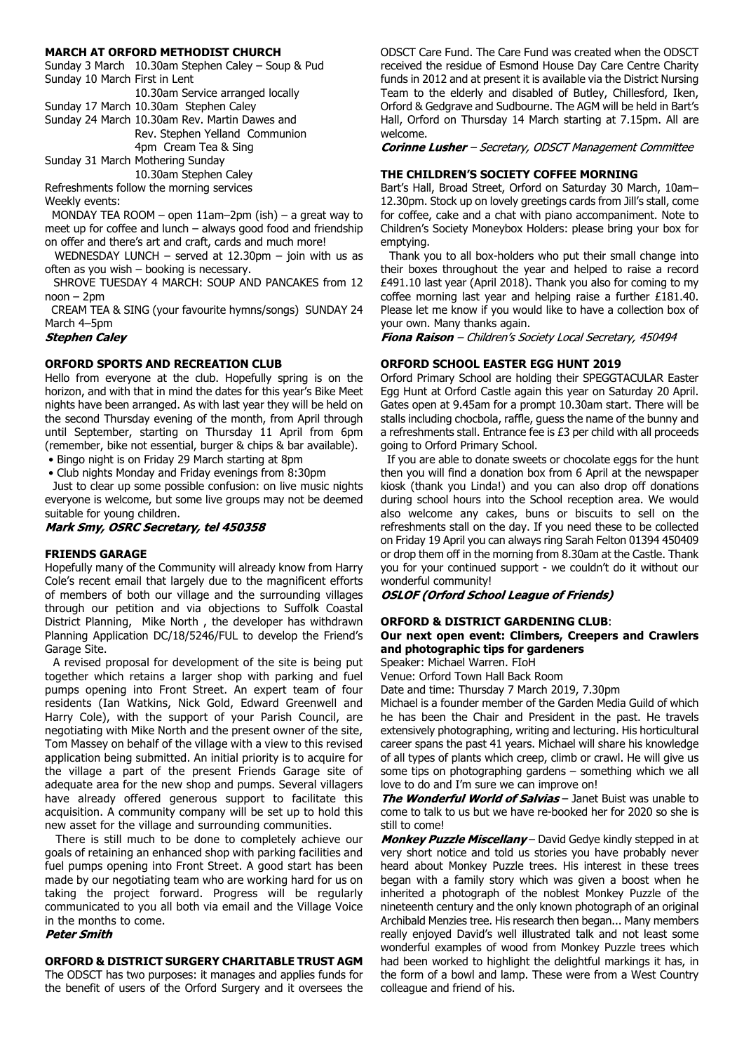**MARCH AT ORFORD METHODIST CHURCH**

Sunday 3 March 10.30am Stephen Caley – Soup & Pud
Sunday 10 March First in Lent
10.30am Service arranged locally
Sunday 17 March 10.30am Stephen Caley
Sunday 24 March 10.30am Rev. Martin Dawes and
Rev. Stephen Yelland Communion
4pm Cream Tea & Sing
Sunday 31 March Mothering Sunday
10.30am Stephen Caley

Refreshments follow the morning services

Weekly events:

MONDAY TEA ROOM – open 11am–2pm (ish) – a great way to meet up for coffee and lunch – always good food and friendship on offer and there's art and craft, cards and much more!

WEDNESDAY LUNCH – served at 12.30pm – join with us as often as you wish – booking is necessary.

SHROVE TUESDAY 4 MARCH: SOUP AND PANCAKES from 12 noon – 2pm

CREAM TEA & SING (your favourite hymns/songs) SUNDAY 24 March 4–5pm

***Stephen Caley***

**ORFORD SPORTS AND RECREATION CLUB**

Hello from everyone at the club. Hopefully spring is on the horizon, and with that in mind the dates for this year's Bike Meet nights have been arranged. As with last year they will be held on the second Thursday evening of the month, from April through until September, starting on Thursday 11 April from 6pm (remember, bike not essential, burger & chips & bar available).

- Bingo night is on Friday 29 March starting at 8pm
- Club nights Monday and Friday evenings from 8:30pm

Just to clear up some possible confusion: on live music nights everyone is welcome, but some live groups may not be deemed suitable for young children.

***Mark Smy, OSRC Secretary, tel 450358***

**FRIENDS GARAGE**

Hopefully many of the Community will already know from Harry Cole's recent email that largely due to the magnificent efforts of members of both our village and the surrounding villages through our petition and via objections to Suffolk Coastal District Planning, Mike North , the developer has withdrawn Planning Application DC/18/5246/FUL to develop the Friend's Garage Site.

A revised proposal for development of the site is being put together which retains a larger shop with parking and fuel pumps opening into Front Street. An expert team of four residents (Ian Watkins, Nick Gold, Edward Greenwell and Harry Cole), with the support of your Parish Council, are negotiating with Mike North and the present owner of the site, Tom Massey on behalf of the village with a view to this revised application being submitted. An initial priority is to acquire for the village a part of the present Friends Garage site of adequate area for the new shop and pumps. Several villagers have already offered generous support to facilitate this acquisition. A community company will be set up to hold this new asset for the village and surrounding communities.

There is still much to be done to completely achieve our goals of retaining an enhanced shop with parking facilities and fuel pumps opening into Front Street. A good start has been made by our negotiating team who are working hard for us on taking the project forward. Progress will be regularly communicated to you all both via email and the Village Voice in the months to come.

***Peter Smith***

**ORFORD & DISTRICT SURGERY CHARITABLE TRUST AGM**

The ODSCT has two purposes: it manages and applies funds for the benefit of users of the Orford Surgery and it oversees the ODSCT Care Fund. The Care Fund was created when the ODSCT received the residue of Esmond House Day Care Centre Charity funds in 2012 and at present it is available via the District Nursing Team to the elderly and disabled of Butley, Chillesford, Iken, Orford & Gedgrave and Sudbourne. The AGM will be held in Bart's Hall, Orford on Thursday 14 March starting at 7.15pm. All are welcome.

***Corinne Lusher** – Secretary, ODSCT Management Committee*

**THE CHILDREN'S SOCIETY COFFEE MORNING**

Bart's Hall, Broad Street, Orford on Saturday 30 March, 10am–12.30pm. Stock up on lovely greetings cards from Jill's stall, come for coffee, cake and a chat with piano accompaniment. Note to Children's Society Moneybox Holders: please bring your box for emptying.

Thank you to all box-holders who put their small change into their boxes throughout the year and helped to raise a record £491.10 last year (April 2018). Thank you also for coming to my coffee morning last year and helping raise a further £181.40. Please let me know if you would like to have a collection box of your own. Many thanks again.

***Fiona Raison** – Children's Society Local Secretary, 450494*

**ORFORD SCHOOL EASTER EGG HUNT 2019**

Orford Primary School are holding their SPEGGTACULAR Easter Egg Hunt at Orford Castle again this year on Saturday 20 April. Gates open at 9.45am for a prompt 10.30am start. There will be stalls including chocbola, raffle, guess the name of the bunny and a refreshments stall. Entrance fee is £3 per child with all proceeds going to Orford Primary School.

If you are able to donate sweets or chocolate eggs for the hunt then you will find a donation box from 6 April at the newspaper kiosk (thank you Linda!) and you can also drop off donations during school hours into the School reception area. We would also welcome any cakes, buns or biscuits to sell on the refreshments stall on the day. If you need these to be collected on Friday 19 April you can always ring Sarah Felton 01394 450409 or drop them off in the morning from 8.30am at the Castle. Thank you for your continued support - we couldn't do it without our wonderful community!

***OSLOF (Orford School League of Friends)***

**ORFORD & DISTRICT GARDENING CLUB**:

**Our next open event: Climbers, Creepers and Crawlers and photographic tips for gardeners**

Speaker: Michael Warren. FIoH

Venue: Orford Town Hall Back Room

Date and time: Thursday 7 March 2019, 7.30pm

Michael is a founder member of the Garden Media Guild of which he has been the Chair and President in the past. He travels extensively photographing, writing and lecturing. His horticultural career spans the past 41 years. Michael will share his knowledge of all types of plants which creep, climb or crawl. He will give us some tips on photographing gardens – something which we all love to do and I'm sure we can improve on!

***The Wonderful World of Salvias*** – Janet Buist was unable to come to talk to us but we have re-booked her for 2020 so she is still to come!

***Monkey Puzzle Miscellany*** – David Gedye kindly stepped in at very short notice and told us stories you have probably never heard about Monkey Puzzle trees. His interest in these trees began with a family story which was given a boost when he inherited a photograph of the noblest Monkey Puzzle of the nineteenth century and the only known photograph of an original Archibald Menzies tree. His research then began... Many members really enjoyed David's well illustrated talk and not least some wonderful examples of wood from Monkey Puzzle trees which had been worked to highlight the delightful markings it has, in the form of a bowl and lamp. These were from a West Country colleague and friend of his.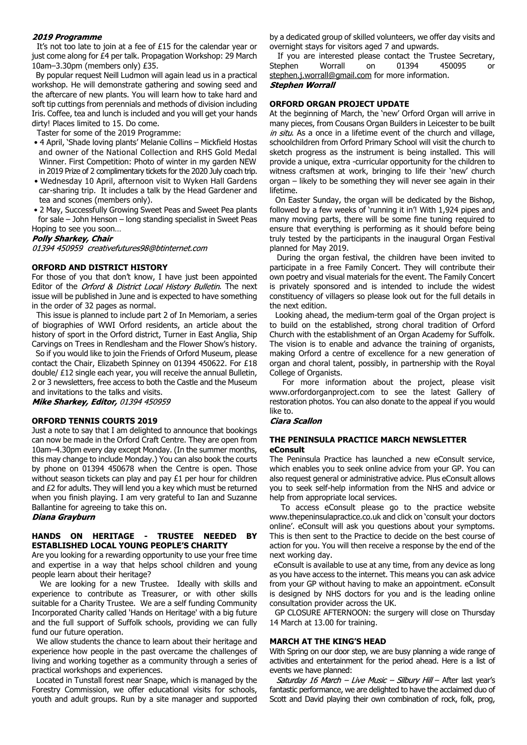**2019 Programme**

It's not too late to join at a fee of £15 for the calendar year or just come along for £4 per talk. Propagation Workshop: 29 March 10am–3.30pm (members only) £35.

By popular request Neill Ludmon will again lead us in a practical workshop. He will demonstrate gathering and sowing seed and the aftercare of new plants. You will learn how to take hard and soft tip cuttings from perennials and methods of division including Iris. Coffee, tea and lunch is included and you will get your hands dirty! Places limited to 15. Do come.

Taster for some of the 2019 Programme:

- 4 April, 'Shade loving plants' Melanie Collins – Mickfield Hostas and owner of the National Collection and RHS Gold Medal Winner. First Competition: Photo of winter in my garden NEW in 2019 Prize of 2 complimentary tickets for the 2020 July coach trip.
- Wednesday 10 April, afternoon visit to Wyken Hall Gardens car-sharing trip. It includes a talk by the Head Gardener and tea and scones (members only).
- 2 May, Successfully Growing Sweet Peas and Sweet Pea plants for sale – John Henson – long standing specialist in Sweet Peas

Hoping to see you soon…

***Polly Sharkey, Chair***

*01394 450959 creativefutures98@btinternet.com*

### ORFORD AND DISTRICT HISTORY

For those of you that don't know, I have just been appointed Editor of the *Orford & District Local History Bulletin*. The next issue will be published in June and is expected to have something in the order of 32 pages as normal.

This issue is planned to include part 2 of In Memoriam, a series of biographies of WWI Orford residents, an article about the history of sport in the Orford district, Turner in East Anglia, Ship Carvings on Trees in Rendlesham and the Flower Show's history.

So if you would like to join the Friends of Orford Museum, please contact the Chair, Elizabeth Spinney on 01394 450622. For £18 double/ £12 single each year, you will receive the annual Bulletin, 2 or 3 newsletters, free access to both the Castle and the Museum and invitations to the talks and visits.

***Mike Sharkey, Editor,*** *01394 450959*

### ORFORD TENNIS COURTS 2019

Just a note to say that I am delighted to announce that bookings can now be made in the Orford Craft Centre. They are open from 10am–4.30pm every day except Monday. (In the summer months, this may change to include Monday.) You can also book the courts by phone on 01394 450678 when the Centre is open. Those without season tickets can play and pay £1 per hour for children and £2 for adults. They will lend you a key which must be returned when you finish playing. I am very grateful to Ian and Suzanne Ballantine for agreeing to take this on.

***Diana Grayburn***

### HANDS ON HERITAGE - TRUSTEE NEEDED BY ESTABLISHED LOCAL YOUNG PEOPLE'S CHARITY

Are you looking for a rewarding opportunity to use your free time and expertise in a way that helps school children and young people learn about their heritage?

We are looking for a new Trustee. Ideally with skills and experience to contribute as Treasurer, or with other skills suitable for a Charity Trustee. We are a self funding Community Incorporated Charity called 'Hands on Heritage' with a big future and the full support of Suffolk schools, providing we can fully fund our future operation.

We allow students the chance to learn about their heritage and experience how people in the past overcame the challenges of living and working together as a community through a series of practical workshops and experiences.

Located in Tunstall forest near Snape, which is managed by the Forestry Commission, we offer educational visits for schools, youth and adult groups. Run by a site manager and supported by a dedicated group of skilled volunteers, we offer day visits and overnight stays for visitors aged 7 and upwards.

If you are interested please contact the Trustee Secretary, Stephen Worrall on 01394 450095 or stephen.j.worrall@gmail.com for more information.

***Stephen Worrall***

### ORFORD ORGAN PROJECT UPDATE

At the beginning of March, the 'new' Orford Organ will arrive in many pieces, from Cousans Organ Builders in Leicester to be built *in situ*. As a once in a lifetime event of the church and village, schoolchildren from Orford Primary School will visit the church to sketch progress as the instrument is being installed. This will provide a unique, extra -curricular opportunity for the children to witness craftsmen at work, bringing to life their 'new' church organ – likely to be something they will never see again in their lifetime.

On Easter Sunday, the organ will be dedicated by the Bishop, followed by a few weeks of 'running it in'! With 1,924 pipes and many moving parts, there will be some fine tuning required to ensure that everything is performing as it should before being truly tested by the participants in the inaugural Organ Festival planned for May 2019.

During the organ festival, the children have been invited to participate in a free Family Concert. They will contribute their own poetry and visual materials for the event. The Family Concert is privately sponsored and is intended to include the widest constituency of villagers so please look out for the full details in the next edition.

Looking ahead, the medium-term goal of the Organ project is to build on the established, strong choral tradition of Orford Church with the establishment of an Organ Academy for Suffolk. The vision is to enable and advance the training of organists, making Orford a centre of excellence for a new generation of organ and choral talent, possibly, in partnership with the Royal College of Organists.

For more information about the project, please visit www.orfordorganproject.com to see the latest Gallery of restoration photos. You can also donate to the appeal if you would like to.

***Ciara Scallon***

### THE PENINSULA PRACTICE MARCH NEWSLETTER

**eConsult**

The Peninsula Practice has launched a new eConsult service, which enables you to seek online advice from your GP. You can also request general or administrative advice. Plus eConsult allows you to seek self-help information from the NHS and advice or help from appropriate local services.

To access eConsult please go to the practice website www.thepeninsulapractice.co.uk and click on 'consult your doctors online'. eConsult will ask you questions about your symptoms. This is then sent to the Practice to decide on the best course of action for you. You will then receive a response by the end of the next working day.

eConsult is available to use at any time, from any device as long as you have access to the internet. This means you can ask advice from your GP without having to make an appointment. eConsult is designed by NHS doctors for you and is the leading online consultation provider across the UK.

GP CLOSURE AFTERNOON: the surgery will close on Thursday 14 March at 13.00 for training.

### MARCH AT THE KING'S HEAD

With Spring on our door step, we are busy planning a wide range of activities and entertainment for the period ahead. Here is a list of events we have planned:

*Saturday 16 March – Live Music – Silbury Hill* – After last year's fantastic performance, we are delighted to have the acclaimed duo of Scott and David playing their own combination of rock, folk, prog,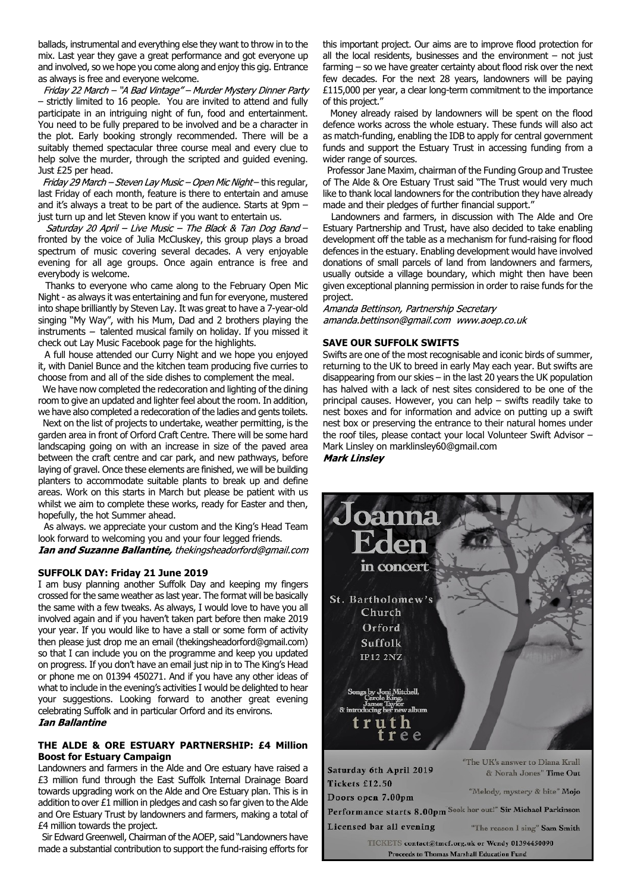ballads, instrumental and everything else they want to throw in to the mix. Last year they gave a great performance and got everyone up and involved, so we hope you come along and enjoy this gig. Entrance as always is free and everyone welcome.

*Friday 22 March – "A Bad Vintage" – Murder Mystery Dinner Party* – strictly limited to 16 people. You are invited to attend and fully participate in an intriguing night of fun, food and entertainment. You need to be fully prepared to be involved and be a character in the plot. Early booking strongly recommended. There will be a suitably themed spectacular three course meal and every clue to help solve the murder, through the scripted and guided evening. Just £25 per head.

*Friday 29 March – Steven Lay Music – Open Mic Night* – this regular, last Friday of each month, feature is there to entertain and amuse and it's always a treat to be part of the audience. Starts at 9pm – just turn up and let Steven know if you want to entertain us.

*Saturday 20 April – Live Music – The Black & Tan Dog Band* – fronted by the voice of Julia McCluskey, this group plays a broad spectrum of music covering several decades. A very enjoyable evening for all age groups. Once again entrance is free and everybody is welcome.

Thanks to everyone who came along to the February Open Mic Night - as always it was entertaining and fun for everyone, mustered into shape brilliantly by Steven Lay. It was great to have a 7-year-old singing "My Way", with his Mum, Dad and 2 brothers playing the instruments – talented musical family on holiday. If you missed it check out Lay Music Facebook page for the highlights.

A full house attended our Curry Night and we hope you enjoyed it, with Daniel Bunce and the kitchen team producing five curries to choose from and all of the side dishes to complement the meal.

We have now completed the redecoration and lighting of the dining room to give an updated and lighter feel about the room. In addition, we have also completed a redecoration of the ladies and gents toilets.

Next on the list of projects to undertake, weather permitting, is the garden area in front of Orford Craft Centre. There will be some hard landscaping going on with an increase in size of the paved area between the craft centre and car park, and new pathways, before laying of gravel. Once these elements are finished, we will be building planters to accommodate suitable plants to break up and define areas. Work on this starts in March but please be patient with us whilst we aim to complete these works, ready for Easter and then, hopefully, the hot Summer ahead.

As always. we appreciate your custom and the King's Head Team look forward to welcoming you and your four legged friends.

***Ian and Suzanne Ballantine,*** *thekingsheadorford@gmail.com*

**SUFFOLK DAY: Friday 21 June 2019**

I am busy planning another Suffolk Day and keeping my fingers crossed for the same weather as last year. The format will be basically the same with a few tweaks. As always, I would love to have you all involved again and if you haven't taken part before then make 2019 your year. If you would like to have a stall or some form of activity then please just drop me an email (thekingsheadorford@gmail.com) so that I can include you on the programme and keep you updated on progress. If you don't have an email just nip in to The King's Head or phone me on 01394 450271. And if you have any other ideas of what to include in the evening's activities I would be delighted to hear your suggestions. Looking forward to another great evening celebrating Suffolk and in particular Orford and its environs.

***Ian Ballantine***

**THE ALDE & ORE ESTUARY PARTNERSHIP: £4 Million Boost for Estuary Campaign**

Landowners and farmers in the Alde and Ore estuary have raised a £3 million fund through the East Suffolk Internal Drainage Board towards upgrading work on the Alde and Ore Estuary plan. This is in addition to over £1 million in pledges and cash so far given to the Alde and Ore Estuary Trust by landowners and farmers, making a total of £4 million towards the project.

Sir Edward Greenwell, Chairman of the AOEP, said "Landowners have made a substantial contribution to support the fund-raising efforts for this important project. Our aims are to improve flood protection for all the local residents, businesses and the environment – not just farming – so we have greater certainty about flood risk over the next few decades. For the next 28 years, landowners will be paying £115,000 per year, a clear long-term commitment to the importance of this project."

Money already raised by landowners will be spent on the flood defence works across the whole estuary. These funds will also act as match-funding, enabling the IDB to apply for central government funds and support the Estuary Trust in accessing funding from a wider range of sources.

Professor Jane Maxim, chairman of the Funding Group and Trustee of The Alde & Ore Estuary Trust said "The Trust would very much like to thank local landowners for the contribution they have already made and their pledges of further financial support."

Landowners and farmers, in discussion with The Alde and Ore Estuary Partnership and Trust, have also decided to take enabling development off the table as a mechanism for fund-raising for flood defences in the estuary. Enabling development would have involved donations of small parcels of land from landowners and farmers, usually outside a village boundary, which might then have been given exceptional planning permission in order to raise funds for the project.

*Amanda Bettinson, Partnership Secretary*
*amanda.bettinson@gmail.com www.aoep.co.uk*

**SAVE OUR SUFFOLK SWIFTS**

Swifts are one of the most recognisable and iconic birds of summer, returning to the UK to breed in early May each year. But swifts are disappearing from our skies – in the last 20 years the UK population has halved with a lack of nest sites considered to be one of the principal causes. However, you can help – swifts readily take to nest boxes and for information and advice on putting up a swift nest box or preserving the entrance to their natural homes under the roof tiles, please contact your local Volunteer Swift Advisor – Mark Linsley on marklinsley60@gmail.com

***Mark Linsley***

# Joanna Eden
in concert

St. Bartholomew's Church
Orford
Suffolk
IP12 2NZ

Songs by Joni Mitchell, Carole King, James Taylor & introducing her new album
truth tree

Saturday 6th April 2019
Tickets £12.50
Doors open 7.00pm
Performance starts 8.00pm
Licensed bar all evening

"The UK's answer to Diana Krall & Norah Jones" Time Out
"Melody, mystery & bite" Mojo
"Seek her out!" Sir Michael Parkinson
"The reason I sing" Sam Smith

TICKETS contact@tmef.org.uk or Wendy 01394450090
Proceeds to Thomas Marshall Education Fund